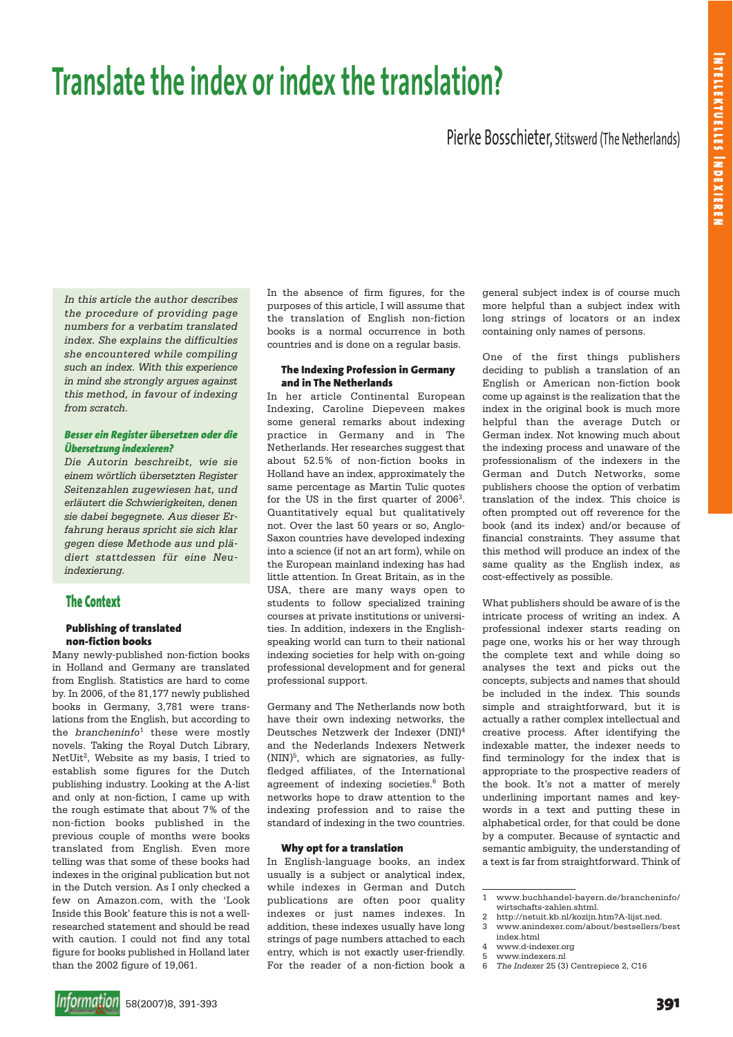# Translate the index or index the translation?

Pierke Bosschieter, Stitswerd (The Netherlands)

*In this article the author describes the procedure of providing page numbers for a verbatim translated index. She explains the difficulties she encountered while compiling such an index. With this experience in mind she strongly argues against this method, in favour of indexing from scratch.*

***Besser ein Register übersetzen oder die Übersetzung indexieren?***

*Die Autorin beschreibt, wie sie einem wörtlich übersetzten Register Seitenzahlen zugewiesen hat, und erläutert die Schwierigkeiten, denen sie dabei begegnete. Aus dieser Erfahrung heraus spricht sie sich klar gegen diese Methode aus und plädiert stattdessen für eine Neuindexierung.*

## The Context

### Publishing of translated non-fiction books

Many newly-published non-fiction books in Holland and Germany are translated from English. Statistics are hard to come by. In 2006, of the 81,177 newly published books in Germany, 3,781 were translations from the English, but according to the *brancheninfo*[1] these were mostly novels. Taking the Royal Dutch Library, NetUit[2], Website as my basis, I tried to establish some figures for the Dutch publishing industry. Looking at the A-list and only at non-fiction, I came up with the rough estimate that about 7% of the non-fiction books published in the previous couple of months were books translated from English. Even more telling was that some of these books had indexes in the original publication but not in the Dutch version. As I only checked a few on Amazon.com, with the 'Look Inside this Book' feature this is not a well-researched statement and should be read with caution. I could not find any total figure for books published in Holland later than the 2002 figure of 19,061.

In the absence of firm figures, for the purposes of this article, I will assume that the translation of English non-fiction books is a normal occurrence in both countries and is done on a regular basis.

### The Indexing Profession in Germany and in The Netherlands

In her article Continental European Indexing, Caroline Diepeveen makes some general remarks about indexing practice in Germany and in The Netherlands. Her researches suggest that about 52.5% of non-fiction books in Holland have an index, approximately the same percentage as Martin Tulic quotes for the US in the first quarter of 2006[3]. Quantitatively equal but qualitatively not. Over the last 50 years or so, Anglo-Saxon countries have developed indexing into a science (if not an art form), while on the European mainland indexing has had little attention. In Great Britain, as in the USA, there are many ways open to students to follow specialized training courses at private institutions or universities. In addition, indexers in the English-speaking world can turn to their national indexing societies for help with on-going professional development and for general professional support.

Germany and The Netherlands now both have their own indexing networks, the Deutsches Netzwerk der Indexer (DNI)[4] and the Nederlands Indexers Netwerk (NIN)[5], which are signatories, as fully-fledged affiliates, of the International agreement of indexing societies.[6] Both networks hope to draw attention to the indexing profession and to raise the standard of indexing in the two countries.

### Why opt for a translation

In English-language books, an index usually is a subject or analytical index, while indexes in German and Dutch publications are often poor quality indexes or just names indexes. In addition, these indexes usually have long strings of page numbers attached to each entry, which is not exactly user-friendly. For the reader of a non-fiction book a general subject index is of course much more helpful than a subject index with long strings of locators or an index containing only names of persons.

One of the first things publishers deciding to publish a translation of an English or American non-fiction book come up against is the realization that the index in the original book is much more helpful than the average Dutch or German index. Not knowing much about the indexing process and unaware of the professionalism of the indexers in the German and Dutch Networks, some publishers choose the option of verbatim translation of the index. This choice is often prompted out off reverence for the book (and its index) and/or because of financial constraints. They assume that this method will produce an index of the same quality as the English index, as cost-effectively as possible.

What publishers should be aware of is the intricate process of writing an index. A professional indexer starts reading on page one, works his or her way through the complete text and while doing so analyses the text and picks out the concepts, subjects and names that should be included in the index. This sounds simple and straightforward, but it is actually a rather complex intellectual and creative process. After identifying the indexable matter, the indexer needs to find terminology for the index that is appropriate to the prospective readers of the book. It's not a matter of merely underlining important names and keywords in a text and putting these in alphabetical order, for that could be done by a computer. Because of syntactic and semantic ambiguity, the understanding of a text is far from straightforward. Think of

---

1 www.buchhandel-bayern.de/brancheninfo/wirtschafts-zahlen.shtml.
2 http://netuit.kb.nl/kozijn.htm?A-lijst.ned.
3 www.anindexer.com/about/bestsellers/bestindex.html
4 www.d-indexer.org
5 www.indexers.nl
6 *The Indexer* 25 (3) Centrepiece 2, C16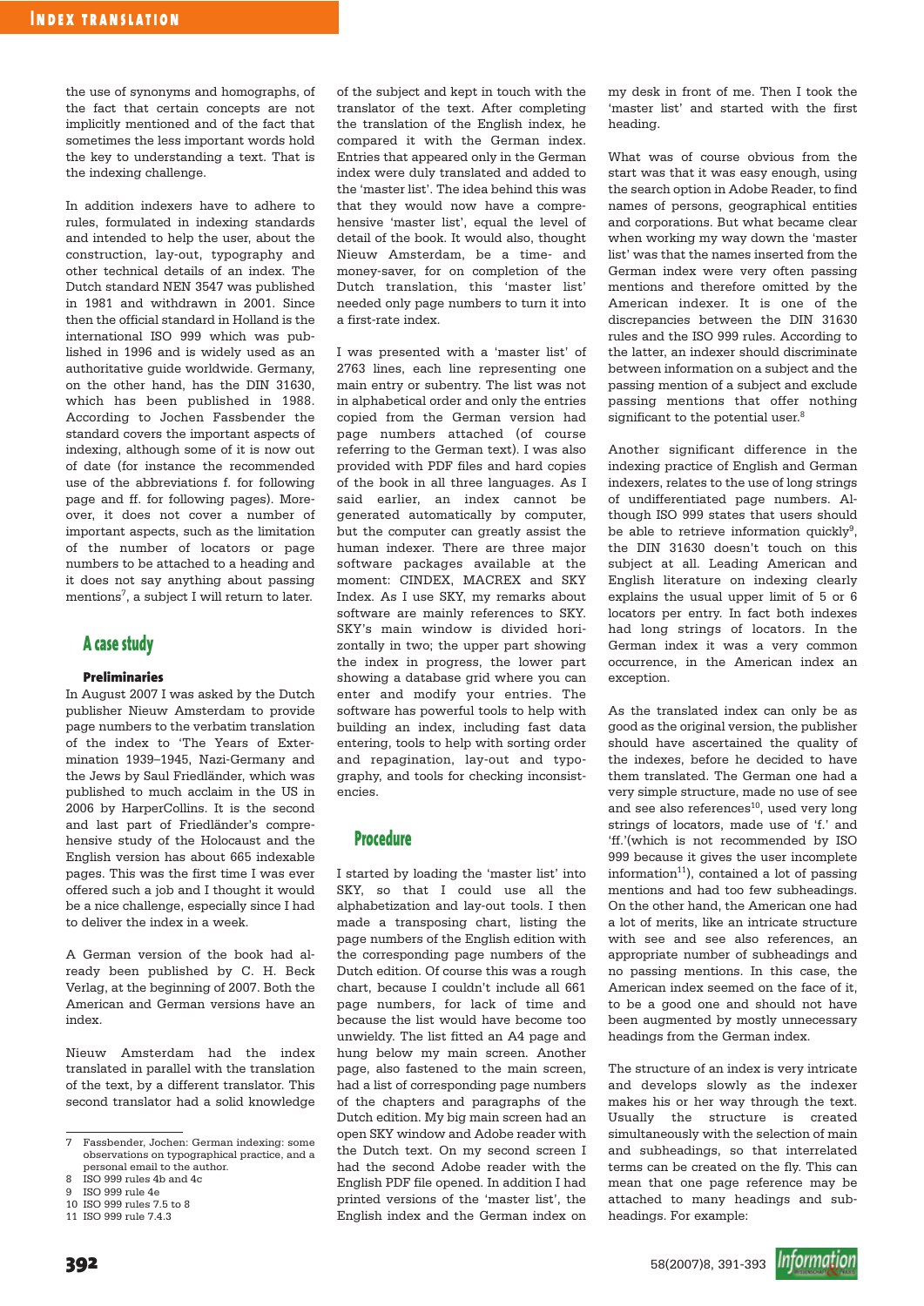the use of synonyms and homographs, of the fact that certain concepts are not implicitly mentioned and of the fact that sometimes the less important words hold the key to understanding a text. That is the indexing challenge.

In addition indexers have to adhere to rules, formulated in indexing standards and intended to help the user, about the construction, lay-out, typography and other technical details of an index. The Dutch standard NEN 3547 was published in 1981 and withdrawn in 2001. Since then the official standard in Holland is the international ISO 999 which was published in 1996 and is widely used as an authoritative guide worldwide. Germany, on the other hand, has the DIN 31630, which has been published in 1988. According to Jochen Fassbender the standard covers the important aspects of indexing, although some of it is now out of date (for instance the recommended use of the abbreviations f. for following page and ff. for following pages). Moreover, it does not cover a number of important aspects, such as the limitation of the number of locators or page numbers to be attached to a heading and it does not say anything about passing mentions[7], a subject I will return to later.

## A case study

### Preliminaries

In August 2007 I was asked by the Dutch publisher Nieuw Amsterdam to provide page numbers to the verbatim translation of the index to 'The Years of Extermination 1939–1945, Nazi-Germany and the Jews by Saul Friedländer, which was published to much acclaim in the US in 2006 by HarperCollins. It is the second and last part of Friedländer's comprehensive study of the Holocaust and the English version has about 665 indexable pages. This was the first time I was ever offered such a job and I thought it would be a nice challenge, especially since I had to deliver the index in a week.

A German version of the book had already been published by C. H. Beck Verlag, at the beginning of 2007. Both the American and German versions have an index.

Nieuw Amsterdam had the index translated in parallel with the translation of the text, by a different translator. This second translator had a solid knowledge of the subject and kept in touch with the translator of the text. After completing the translation of the English index, he compared it with the German index. Entries that appeared only in the German index were duly translated and added to the 'master list'. The idea behind this was that they would now have a comprehensive 'master list', equal the level of detail of the book. It would also, thought Nieuw Amsterdam, be a time- and money-saver, for on completion of the Dutch translation, this 'master list' needed only page numbers to turn it into a first-rate index.

I was presented with a 'master list' of 2763 lines, each line representing one main entry or subentry. The list was not in alphabetical order and only the entries copied from the German version had page numbers attached (of course referring to the German text). I was also provided with PDF files and hard copies of the book in all three languages. As I said earlier, an index cannot be generated automatically by computer, but the computer can greatly assist the human indexer. There are three major software packages available at the moment: CINDEX, MACREX and SKY Index. As I use SKY, my remarks about software are mainly references to SKY. SKY's main window is divided horizontally in two; the upper part showing the index in progress, the lower part showing a database grid where you can enter and modify your entries. The software has powerful tools to help with building an index, including fast data entering, tools to help with sorting order and repagination, lay-out and typography, and tools for checking inconsistencies.

## Procedure

I started by loading the 'master list' into SKY, so that I could use all the alphabetization and lay-out tools. I then made a transposing chart, listing the page numbers of the English edition with the corresponding page numbers of the Dutch edition. Of course this was a rough chart, because I couldn't include all 661 page numbers, for lack of time and because the list would have become too unwieldy. The list fitted an A4 page and hung below my main screen. Another page, also fastened to the main screen, had a list of corresponding page numbers of the chapters and paragraphs of the Dutch edition. My big main screen had an open SKY window and Adobe reader with the Dutch text. On my second screen I had the second Adobe reader with the English PDF file opened. In addition I had printed versions of the 'master list', the English index and the German index on my desk in front of me. Then I took the 'master list' and started with the first heading.

What was of course obvious from the start was that it was easy enough, using the search option in Adobe Reader, to find names of persons, geographical entities and corporations. But what became clear when working my way down the 'master list' was that the names inserted from the German index were very often passing mentions and therefore omitted by the American indexer. It is one of the discrepancies between the DIN 31630 rules and the ISO 999 rules. According to the latter, an indexer should discriminate between information on a subject and the passing mention of a subject and exclude passing mentions that offer nothing significant to the potential user.[8]

Another significant difference in the indexing practice of English and German indexers, relates to the use of long strings of undifferentiated page numbers. Although ISO 999 states that users should be able to retrieve information quickly[9], the DIN 31630 doesn't touch on this subject at all. Leading American and English literature on indexing clearly explains the usual upper limit of 5 or 6 locators per entry. In fact both indexes had long strings of locators. In the German index it was a very common occurrence, in the American index an exception.

As the translated index can only be as good as the original version, the publisher should have ascertained the quality of the indexes, before he decided to have them translated. The German one had a very simple structure, made no use of see and see also references[10], used very long strings of locators, made use of 'f.' and 'ff.'(which is not recommended by ISO 999 because it gives the user incomplete information[11]), contained a lot of passing mentions and had too few subheadings. On the other hand, the American one had a lot of merits, like an intricate structure with see and see also references, an appropriate number of subheadings and no passing mentions. In this case, the American index seemed on the face of it, to be a good one and should not have been augmented by mostly unnecessary headings from the German index.

The structure of an index is very intricate and develops slowly as the indexer makes his or her way through the text. Usually the structure is created simultaneously with the selection of main and subheadings, so that interrelated terms can be created on the fly. This can mean that one page reference may be attached to many headings and subheadings. For example:

---

7 Fassbender, Jochen: German indexing: some observations on typographical practice, and a personal email to the author.
8 ISO 999 rules 4b and 4c
9 ISO 999 rule 4e
10 ISO 999 rules 7.5 to 8
11 ISO 999 rule 7.4.3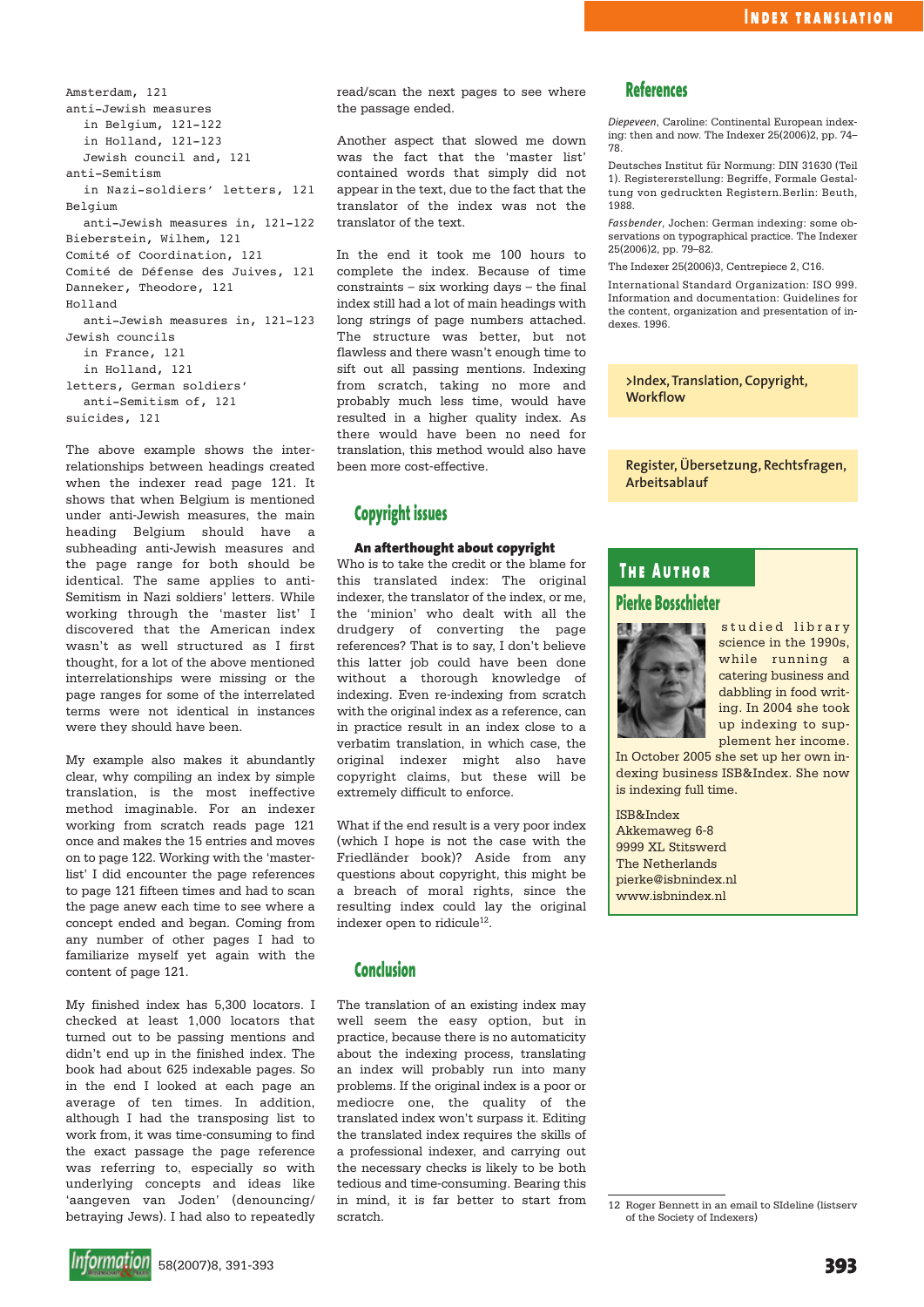```
Amsterdam, 121
anti-Jewish measures
   in Belgium, 121-122
   in Holland, 121-123
   Jewish council and, 121
anti-Semitism
   in Nazi-soldiers' letters, 121
Belgium
   anti-Jewish measures in, 121-122
Bieberstein, Wilhem, 121
Comité of Coordination, 121
Comité de Défense des Juives, 121
Danneker, Theodore, 121
Holland
   anti-Jewish measures in, 121-123
Jewish councils
   in France, 121
   in Holland, 121
letters, German soldiers'
   anti-Semitism of, 121
suicides, 121
```

The above example shows the interrelationships between headings created when the indexer read page 121. It shows that when Belgium is mentioned under anti-Jewish measures, the main heading Belgium should have a subheading anti-Jewish measures and the page range for both should be identical. The same applies to anti-Semitism in Nazi soldiers' letters. While working through the 'master list' I discovered that the American index wasn't as well structured as I first thought, for a lot of the above mentioned interrelationships were missing or the page ranges for some of the interrelated terms were not identical in instances were they should have been.

My example also makes it abundantly clear, why compiling an index by simple translation, is the most ineffective method imaginable. For an indexer working from scratch reads page 121 once and makes the 15 entries and moves on to page 122. Working with the 'master-list' I did encounter the page references to page 121 fifteen times and had to scan the page anew each time to see where a concept ended and began. Coming from any number of other pages I had to familiarize myself yet again with the content of page 121.

My finished index has 5,300 locators. I checked at least 1,000 locators that turned out to be passing mentions and didn't end up in the finished index. The book had about 625 indexable pages. So in the end I looked at each page an average of ten times. In addition, although I had the transposing list to work from, it was time-consuming to find the exact passage the page reference was referring to, especially so with underlying concepts and ideas like 'aangeven van Joden' (denouncing/betraying Jews). I had also to repeatedly read/scan the next pages to see where the passage ended.

Another aspect that slowed me down was the fact that the 'master list' contained words that simply did not appear in the text, due to the fact that the translator of the index was not the translator of the text.

In the end it took me 100 hours to complete the index. Because of time constraints – six working days – the final index still had a lot of main headings with long strings of page numbers attached. The structure was better, but not flawless and there wasn't enough time to sift out all passing mentions. Indexing from scratch, taking no more and probably much less time, would have resulted in a higher quality index. As there would have been no need for translation, this method would also have been more cost-effective.

## Copyright issues

### An afterthought about copyright

Who is to take the credit or the blame for this translated index: The original indexer, the translator of the index, or me, the 'minion' who dealt with all the drudgery of converting the page references? That is to say, I don't believe this latter job could have been done without a thorough knowledge of indexing. Even re-indexing from scratch with the original index as a reference, can in practice result in an index close to a verbatim translation, in which case, the original indexer might also have copyright claims, but these will be extremely difficult to enforce.

What if the end result is a very poor index (which I hope is not the case with the Friedländer book)? Aside from any questions about copyright, this might be a breach of moral rights, since the resulting index could lay the original indexer open to ridicule[12].

## Conclusion

The translation of an existing index may well seem the easy option, but in practice, because there is no automaticity about the indexing process, translating an index will probably run into many problems. If the original index is a poor or mediocre one, the quality of the translated index won't surpass it. Editing the translated index requires the skills of a professional indexer, and carrying out the necessary checks is likely to be both tedious and time-consuming. Bearing this in mind, it is far better to start from scratch.

## References

*Diepeveen*, Caroline: Continental European indexing: then and now. The Indexer 25(2006)2, pp. 74–78.

Deutsches Institut für Normung: DIN 31630 (Teil 1). Registererstellung: Begriffe, Formale Gestaltung von gedruckten Registern.Berlin: Beuth, 1988.

*Fassbender*, Jochen: German indexing: some observations on typographical practice. The Indexer 25(2006)2, pp. 79–82.

The Indexer 25(2006)3, Centrepiece 2, C16.

International Standard Organization: ISO 999. Information and documentation: Guidelines for the content, organization and presentation of indexes. 1996.

**>Index, Translation, Copyright, Workflow**

**Register, Übersetzung, Rechtsfragen, Arbeitsablauf**

## The Author

### Pierke Bosschieter

studied library science in the 1990s, while running a catering business and dabbling in food writing. In 2004 she took up indexing to supplement her income. In October 2005 she set up her own indexing business ISB&Index. She now is indexing full time.

ISB&Index
Akkemaweg 6-8
9999 XL Stitswerd
The Netherlands
pierke@isbnindex.nl
www.isbnindex.nl

---

12 Roger Bennett in an email to SIdeline (listserv of the Society of Indexers)